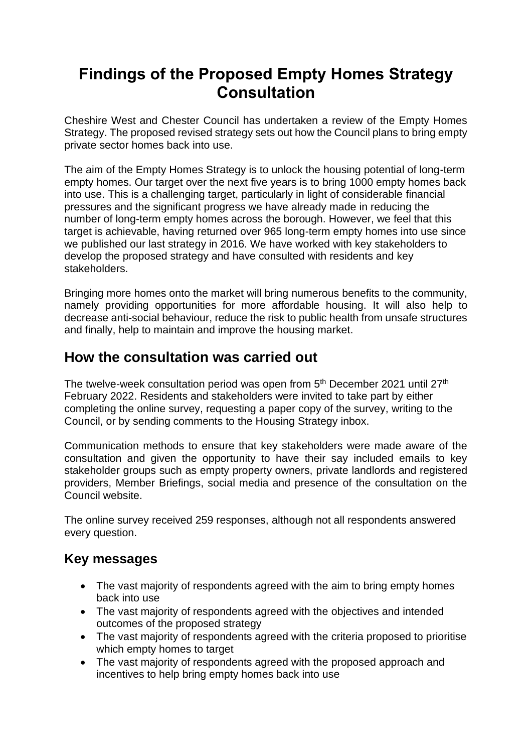# Findings of the Proposed Empty Homes Strategy Consultation

Cheshire West and Chester Council has undertaken a review of the Empty Homes Strategy. The proposed revised strategy sets out how the Council plans to bring empty private sector homes back into use.

The aim of the Empty Homes Strategy is to unlock the housing potential of long-term empty homes. Our target over the next five years is to bring 1000 empty homes back into use. This is a challenging target, particularly in light of considerable financial pressures and the significant progress we have already made in reducing the number of long-term empty homes across the borough. However, we feel that this target is achievable, having returned over 965 long-term empty homes into use since we published our last strategy in 2016. We have worked with key stakeholders to develop the proposed strategy and have consulted with residents and key stakeholders.

Bringing more homes onto the market will bring numerous benefits to the community, namely providing opportunities for more affordable housing. It will also help to decrease anti-social behaviour, reduce the risk to public health from unsafe structures and finally, help to maintain and improve the housing market.

## How the consultation was carried out

The twelve-week consultation period was open from 5th December 2021 until 27th February 2022. Residents and stakeholders were invited to take part by either completing the online survey, requesting a paper copy of the survey, writing to the Council, or by sending comments to the Housing Strategy inbox.

Communication methods to ensure that key stakeholders were made aware of the consultation and given the opportunity to have their say included emails to key stakeholder groups such as empty property owners, private landlords and registered providers, Member Briefings, social media and presence of the consultation on the Council website.

The online survey received 259 responses, although not all respondents answered every question.

## Key messages

- The vast majority of respondents agreed with the aim to bring empty homes back into use
- The vast majority of respondents agreed with the objectives and intended outcomes of the proposed strategy
- The vast majority of respondents agreed with the criteria proposed to prioritise which empty homes to target
- The vast majority of respondents agreed with the proposed approach and incentives to help bring empty homes back into use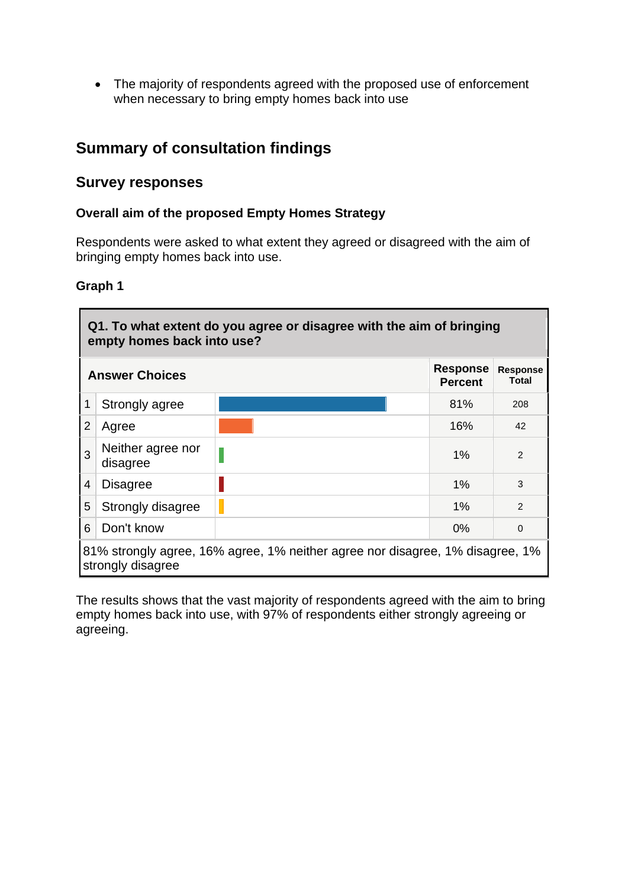- The majority of respondents agreed with the proposed use of enforcement when necessary to bring empty homes back into use

## Summary of consultation findings

### Survey responses

#### Overall aim of the proposed Empty Homes Strategy

Respondents were asked to what extent they agreed or disagreed with the aim of bringing empty homes back into use.

**Graph 1**

**Q1. To what extent do you agree or disagree with the aim of bringing empty homes back into use?**

| | Answer Choices | Response Percent | Response Total |
|---|---|---|---|
| 1 | Strongly agree | 81% | 208 |
| 2 | Agree | 16% | 42 |
| 3 | Neither agree nor disagree | 1% | 2 |
| 4 | Disagree | 1% | 3 |
| 5 | Strongly disagree | 1% | 2 |
| 6 | Don't know | 0% | 0 |

81% strongly agree, 16% agree, 1% neither agree nor disagree, 1% disagree, 1% strongly disagree

The results shows that the vast majority of respondents agreed with the aim to bring empty homes back into use, with 97% of respondents either strongly agreeing or agreeing.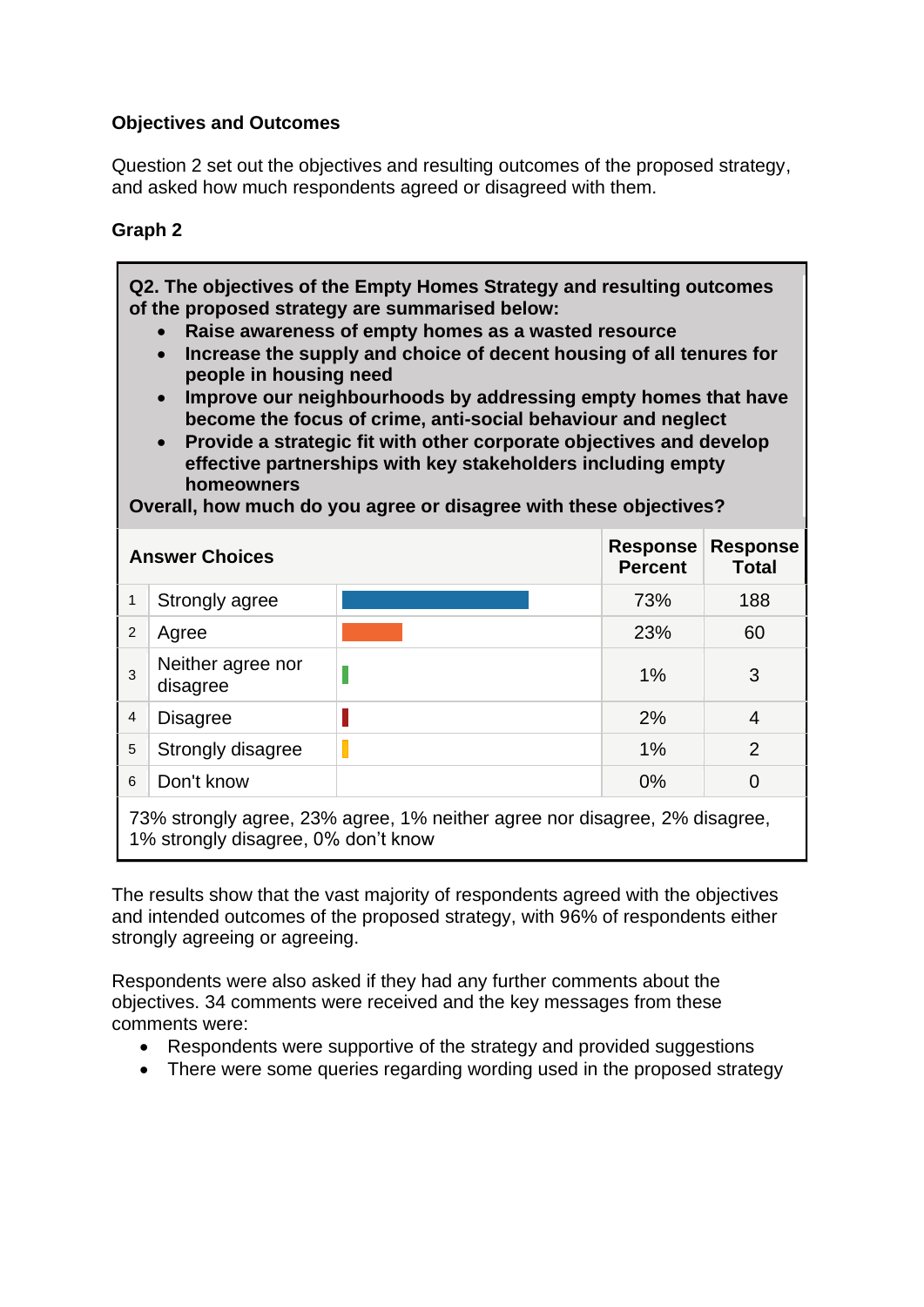**Objectives and Outcomes**

Question 2 set out the objectives and resulting outcomes of the proposed strategy, and asked how much respondents agreed or disagreed with them.

**Graph 2**

**Q2. The objectives of the Empty Homes Strategy and resulting outcomes of the proposed strategy are summarised below:**

- **Raise awareness of empty homes as a wasted resource**
- **Increase the supply and choice of decent housing of all tenures for people in housing need**
- **Improve our neighbourhoods by addressing empty homes that have become the focus of crime, anti-social behaviour and neglect**
- **Provide a strategic fit with other corporate objectives and develop effective partnerships with key stakeholders including empty homeowners**

**Overall, how much do you agree or disagree with these objectives?**

| | Answer Choices | Response Percent | Response Total |
|---|---|---|---|
| 1 | Strongly agree | 73% | 188 |
| 2 | Agree | 23% | 60 |
| 3 | Neither agree nor disagree | 1% | 3 |
| 4 | Disagree | 2% | 4 |
| 5 | Strongly disagree | 1% | 2 |
| 6 | Don't know | 0% | 0 |

73% strongly agree, 23% agree, 1% neither agree nor disagree, 2% disagree, 1% strongly disagree, 0% don't know

The results show that the vast majority of respondents agreed with the objectives and intended outcomes of the proposed strategy, with 96% of respondents either strongly agreeing or agreeing.

Respondents were also asked if they had any further comments about the objectives. 34 comments were received and the key messages from these comments were:

- Respondents were supportive of the strategy and provided suggestions
- There were some queries regarding wording used in the proposed strategy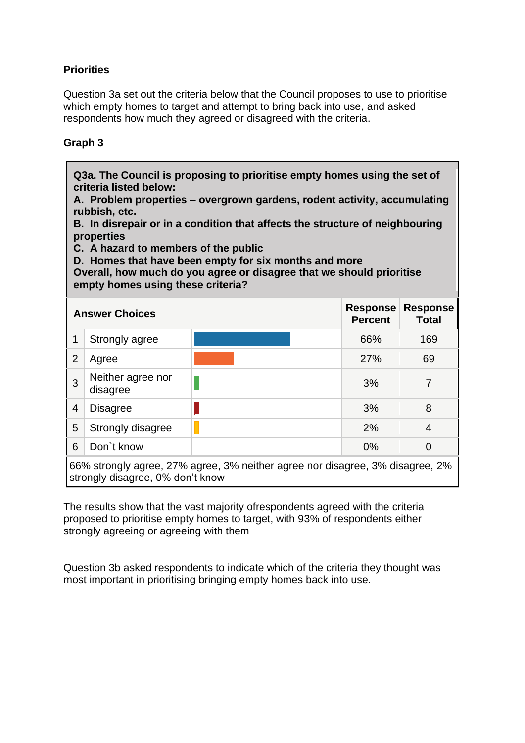**Priorities**

Question 3a set out the criteria below that the Council proposes to use to prioritise which empty homes to target and attempt to bring back into use, and asked respondents how much they agreed or disagreed with the criteria.

**Graph 3**

**Q3a. The Council is proposing to prioritise empty homes using the set of criteria listed below:**
**A. Problem properties – overgrown gardens, rodent activity, accumulating rubbish, etc.**
**B. In disrepair or in a condition that affects the structure of neighbouring properties**
**C. A hazard to members of the public**
**D. Homes that have been empty for six months and more**
**Overall, how much do you agree or disagree that we should prioritise empty homes using these criteria?**

| | Answer Choices | | Response Percent | Response Total |
|---|---|---|---|---|
| 1 | Strongly agree | | 66% | 169 |
| 2 | Agree | | 27% | 69 |
| 3 | Neither agree nor disagree | | 3% | 7 |
| 4 | Disagree | | 3% | 8 |
| 5 | Strongly disagree | | 2% | 4 |
| 6 | Don`t know | | 0% | 0 |

66% strongly agree, 27% agree, 3% neither agree nor disagree, 3% disagree, 2% strongly disagree, 0% don't know

The results show that the vast majority ofrespondents agreed with the criteria proposed to prioritise empty homes to target, with 93% of respondents either strongly agreeing or agreeing with them

Question 3b asked respondents to indicate which of the criteria they thought was most important in prioritising bringing empty homes back into use.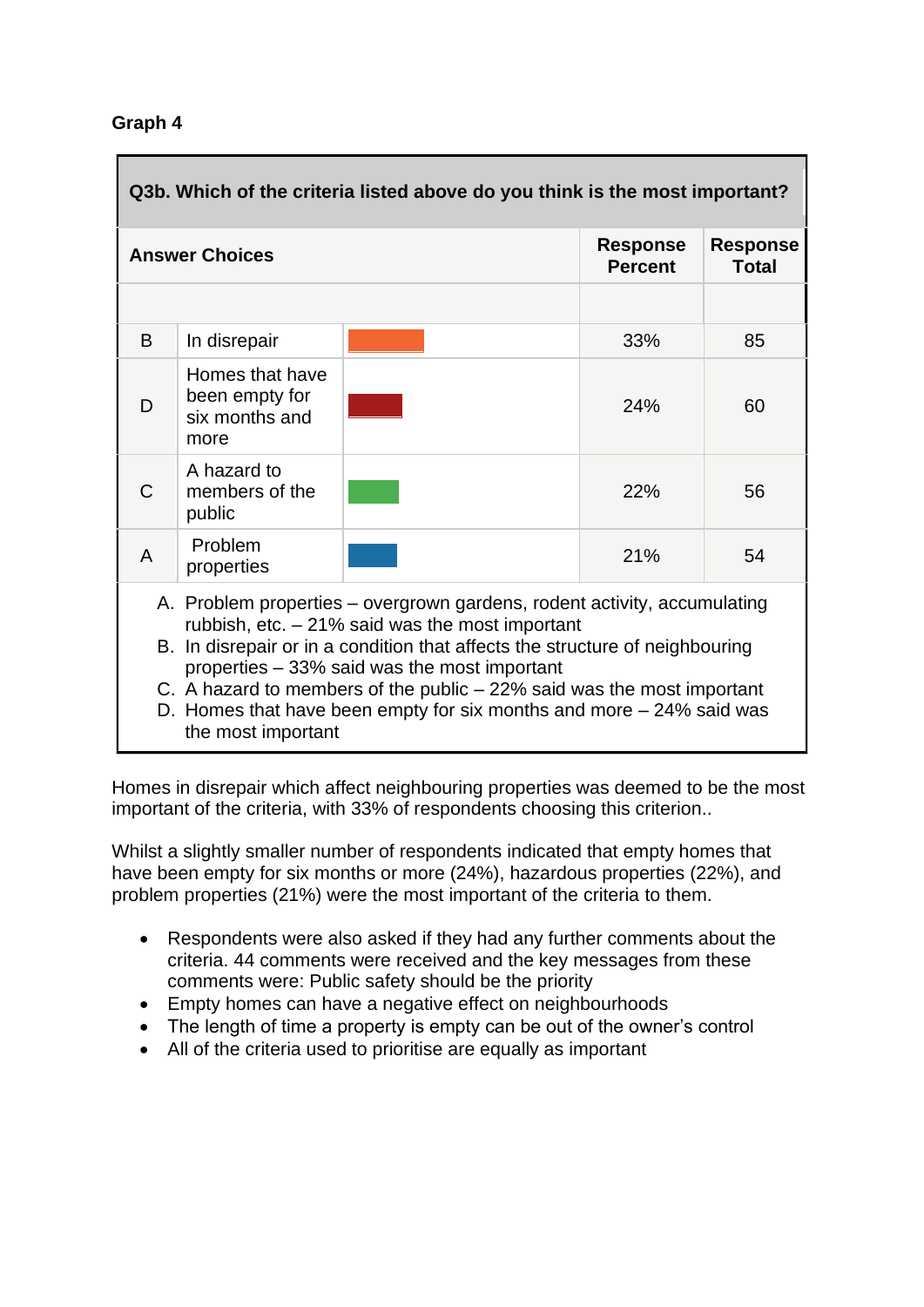**Graph 4**

| Q3b. Which of the criteria listed above do you think is the most important? | | | | |
|---|---|---|---|---|
| **Answer Choices** | | | **Response Percent** | **Response Total** |
| | | | | |
| B | In disrepair | | 33% | 85 |
| D | Homes that have been empty for six months and more | | 24% | 60 |
| C | A hazard to members of the public | | 22% | 56 |
| A | Problem properties | | 21% | 54 |

A. Problem properties – overgrown gardens, rodent activity, accumulating rubbish, etc. – 21% said was the most important
B. In disrepair or in a condition that affects the structure of neighbouring properties – 33% said was the most important
C. A hazard to members of the public – 22% said was the most important
D. Homes that have been empty for six months and more – 24% said was the most important

Homes in disrepair which affect neighbouring properties was deemed to be the most important of the criteria, with 33% of respondents choosing this criterion..

Whilst a slightly smaller number of respondents indicated that empty homes that have been empty for six months or more (24%), hazardous properties (22%), and problem properties (21%) were the most important of the criteria to them.

- Respondents were also asked if they had any further comments about the criteria. 44 comments were received and the key messages from these comments were: Public safety should be the priority
- Empty homes can have a negative effect on neighbourhoods
- The length of time a property is empty can be out of the owner's control
- All of the criteria used to prioritise are equally as important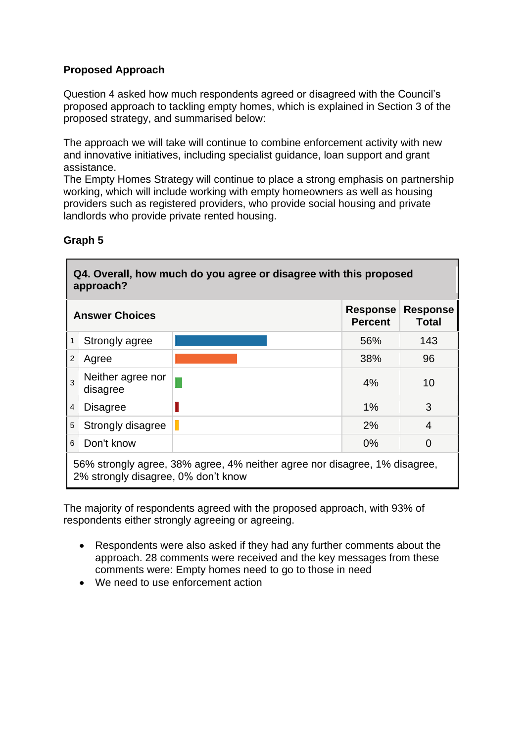**Proposed Approach**

Question 4 asked how much respondents agreed or disagreed with the Council's proposed approach to tackling empty homes, which is explained in Section 3 of the proposed strategy, and summarised below:

The approach we will take will continue to combine enforcement activity with new and innovative initiatives, including specialist guidance, loan support and grant assistance.
The Empty Homes Strategy will continue to place a strong emphasis on partnership working, which will include working with empty homeowners as well as housing providers such as registered providers, who provide social housing and private landlords who provide private rented housing.

**Graph 5**

**Q4. Overall, how much do you agree or disagree with this proposed approach?**

| | Answer Choices | Response Percent | Response Total |
|---|---|---|---|
| 1 | Strongly agree | 56% | 143 |
| 2 | Agree | 38% | 96 |
| 3 | Neither agree nor disagree | 4% | 10 |
| 4 | Disagree | 1% | 3 |
| 5 | Strongly disagree | 2% | 4 |
| 6 | Don't know | 0% | 0 |

56% strongly agree, 38% agree, 4% neither agree nor disagree, 1% disagree, 2% strongly disagree, 0% don't know

The majority of respondents agreed with the proposed approach, with 93% of respondents either strongly agreeing or agreeing.

- Respondents were also asked if they had any further comments about the approach. 28 comments were received and the key messages from these comments were: Empty homes need to go to those in need
- We need to use enforcement action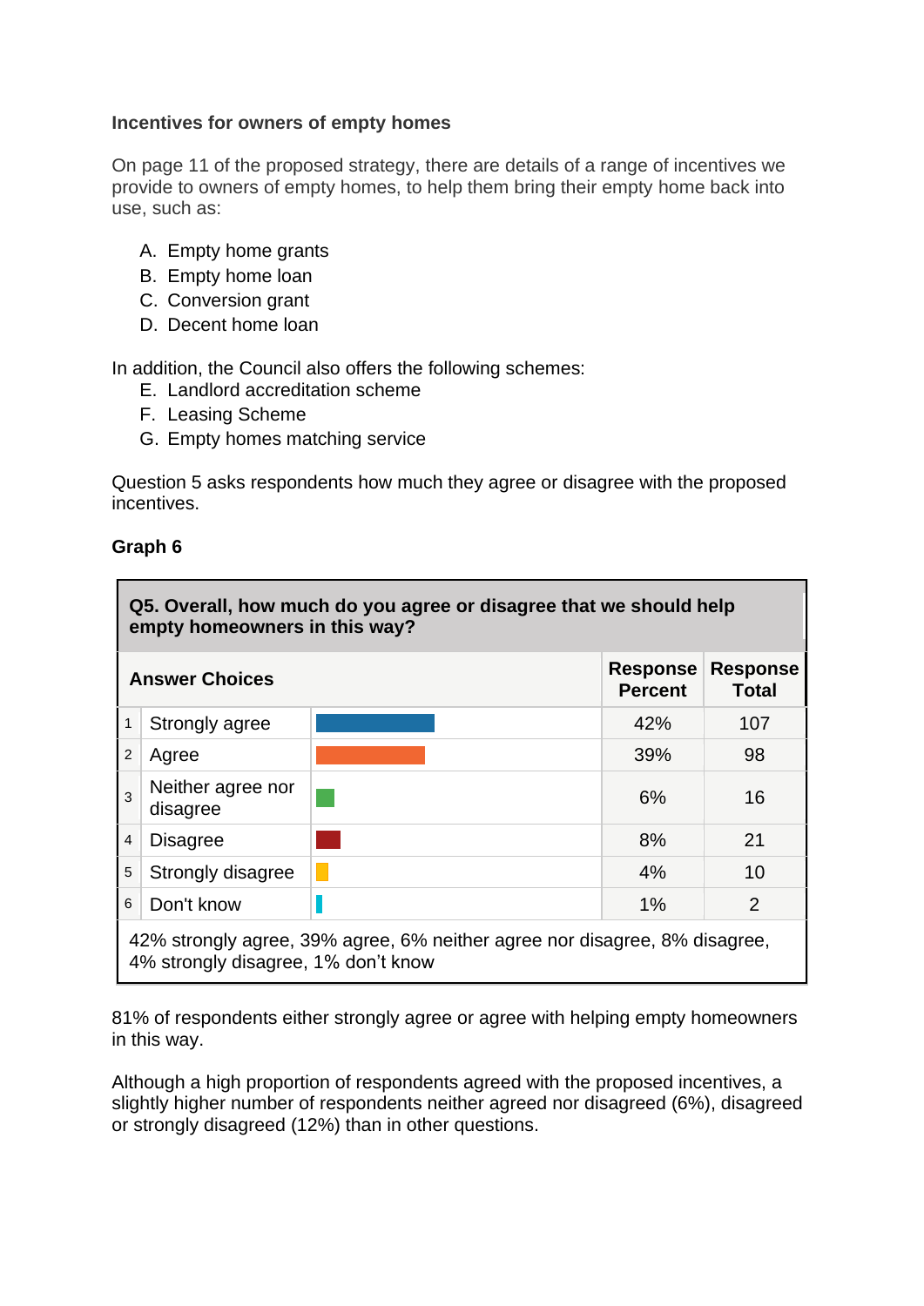**Incentives for owners of empty homes**

On page 11 of the proposed strategy, there are details of a range of incentives we provide to owners of empty homes, to help them bring their empty home back into use, such as:

A. Empty home grants
B. Empty home loan
C. Conversion grant
D. Decent home loan

In addition, the Council also offers the following schemes:

E. Landlord accreditation scheme
F. Leasing Scheme
G. Empty homes matching service

Question 5 asks respondents how much they agree or disagree with the proposed incentives.

**Graph 6**

**Q5. Overall, how much do you agree or disagree that we should help empty homeowners in this way?**

| | Answer Choices | Response Percent | Response Total |
|---|---|---|---|
| 1 | Strongly agree | 42% | 107 |
| 2 | Agree | 39% | 98 |
| 3 | Neither agree nor disagree | 6% | 16 |
| 4 | Disagree | 8% | 21 |
| 5 | Strongly disagree | 4% | 10 |
| 6 | Don't know | 1% | 2 |

42% strongly agree, 39% agree, 6% neither agree nor disagree, 8% disagree, 4% strongly disagree, 1% don't know

81% of respondents either strongly agree or agree with helping empty homeowners in this way.

Although a high proportion of respondents agreed with the proposed incentives, a slightly higher number of respondents neither agreed nor disagreed (6%), disagreed or strongly disagreed (12%) than in other questions.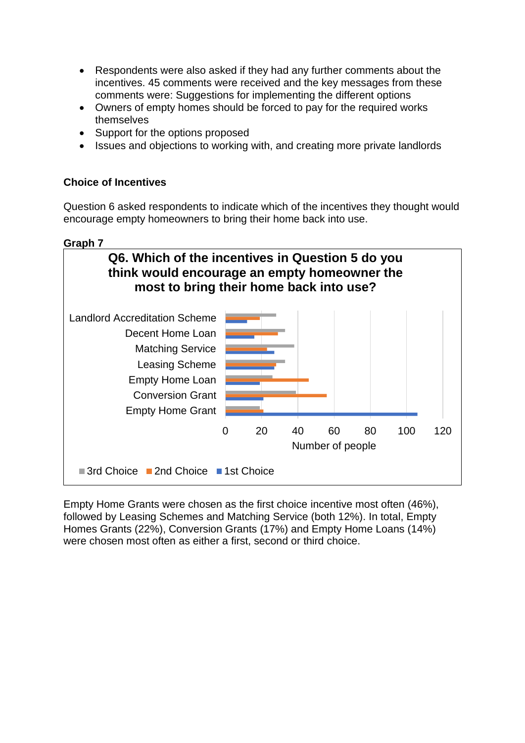- Respondents were also asked if they had any further comments about the incentives. 45 comments were received and the key messages from these comments were: Suggestions for implementing the different options
- Owners of empty homes should be forced to pay for the required works themselves
- Support for the options proposed
- Issues and objections to working with, and creating more private landlords

**Choice of Incentives**

Question 6 asked respondents to indicate which of the incentives they thought would encourage empty homeowners to bring their home back into use.

**Graph 7**

**Q6. Which of the incentives in Question 5 do you think would encourage an empty homeowner the most to bring their home back into use?**

Empty Home Grants were chosen as the first choice incentive most often (46%), followed by Leasing Schemes and Matching Service (both 12%). In total, Empty Homes Grants (22%), Conversion Grants (17%) and Empty Home Loans (14%) were chosen most often as either a first, second or third choice.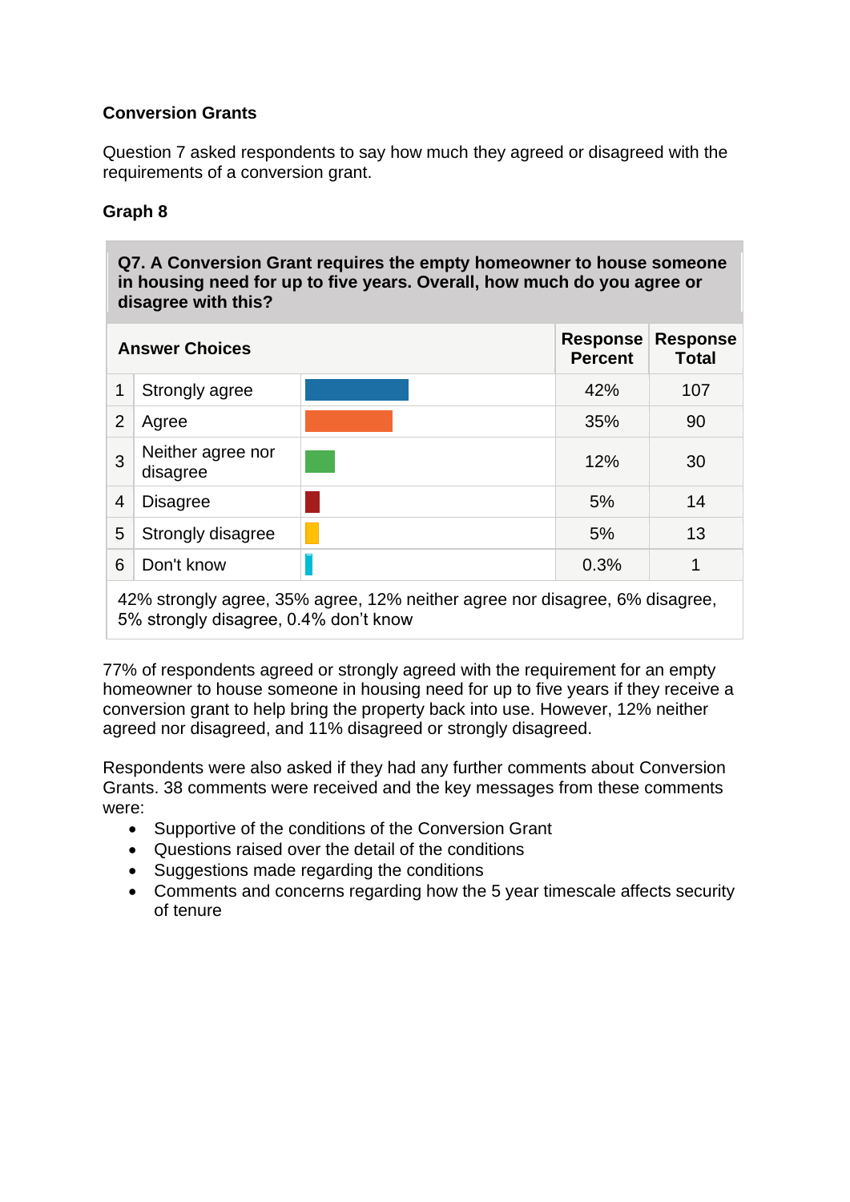**Conversion Grants**

Question 7 asked respondents to say how much they agreed or disagreed with the requirements of a conversion grant.

**Graph 8**

**Q7. A Conversion Grant requires the empty homeowner to house someone in housing need for up to five years. Overall, how much do you agree or disagree with this?**

| | Answer Choices | | Response Percent | Response Total |
|---|---|---|---|---|
| 1 | Strongly agree | | 42% | 107 |
| 2 | Agree | | 35% | 90 |
| 3 | Neither agree nor disagree | | 12% | 30 |
| 4 | Disagree | | 5% | 14 |
| 5 | Strongly disagree | | 5% | 13 |
| 6 | Don't know | | 0.3% | 1 |

42% strongly agree, 35% agree, 12% neither agree nor disagree, 6% disagree, 5% strongly disagree, 0.4% don't know

77% of respondents agreed or strongly agreed with the requirement for an empty homeowner to house someone in housing need for up to five years if they receive a conversion grant to help bring the property back into use. However, 12% neither agreed nor disagreed, and 11% disagreed or strongly disagreed.

Respondents were also asked if they had any further comments about Conversion Grants. 38 comments were received and the key messages from these comments were:

- Supportive of the conditions of the Conversion Grant
- Questions raised over the detail of the conditions
- Suggestions made regarding the conditions
- Comments and concerns regarding how the 5 year timescale affects security of tenure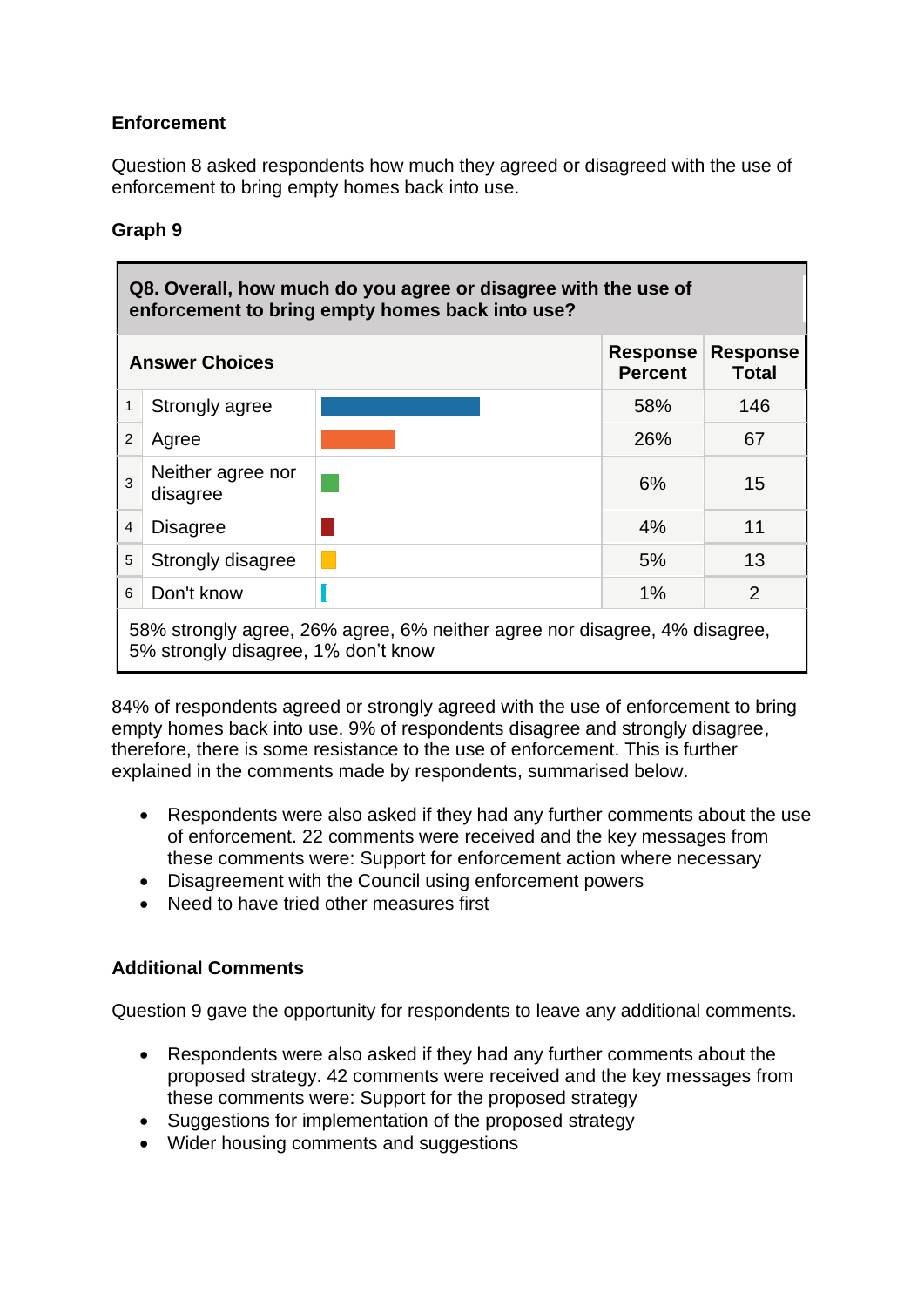**Enforcement**

Question 8 asked respondents how much they agreed or disagreed with the use of enforcement to bring empty homes back into use.

**Graph 9**

**Q8. Overall, how much do you agree or disagree with the use of enforcement to bring empty homes back into use?**

| | Answer Choices | Response Percent | Response Total |
|---|---|---|---|
| 1 | Strongly agree | 58% | 146 |
| 2 | Agree | 26% | 67 |
| 3 | Neither agree nor disagree | 6% | 15 |
| 4 | Disagree | 4% | 11 |
| 5 | Strongly disagree | 5% | 13 |
| 6 | Don't know | 1% | 2 |

58% strongly agree, 26% agree, 6% neither agree nor disagree, 4% disagree, 5% strongly disagree, 1% don't know

84% of respondents agreed or strongly agreed with the use of enforcement to bring empty homes back into use. 9% of respondents disagree and strongly disagree, therefore, there is some resistance to the use of enforcement. This is further explained in the comments made by respondents, summarised below.

- Respondents were also asked if they had any further comments about the use of enforcement. 22 comments were received and the key messages from these comments were: Support for enforcement action where necessary
- Disagreement with the Council using enforcement powers
- Need to have tried other measures first

**Additional Comments**

Question 9 gave the opportunity for respondents to leave any additional comments.

- Respondents were also asked if they had any further comments about the proposed strategy. 42 comments were received and the key messages from these comments were: Support for the proposed strategy
- Suggestions for implementation of the proposed strategy
- Wider housing comments and suggestions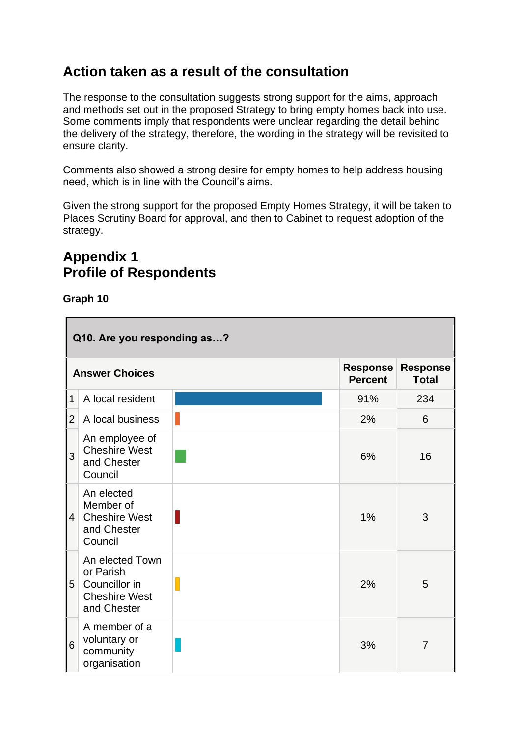## Action taken as a result of the consultation

The response to the consultation suggests strong support for the aims, approach and methods set out in the proposed Strategy to bring empty homes back into use. Some comments imply that respondents were unclear regarding the detail behind the delivery of the strategy, therefore, the wording in the strategy will be revisited to ensure clarity.

Comments also showed a strong desire for empty homes to help address housing need, which is in line with the Council's aims.

Given the strong support for the proposed Empty Homes Strategy, it will be taken to Places Scrutiny Board for approval, and then to Cabinet to request adoption of the strategy.

## Appendix 1
## Profile of Respondents

**Graph 10**

**Q10. Are you responding as…?**

| | Answer Choices | Response Percent | Response Total |
|---|---|---|---|
| 1 | A local resident | 91% | 234 |
| 2 | A local business | 2% | 6 |
| 3 | An employee of Cheshire West and Chester Council | 6% | 16 |
| 4 | An elected Member of Cheshire West and Chester Council | 1% | 3 |
| 5 | An elected Town or Parish Councillor in Cheshire West and Chester | 2% | 5 |
| 6 | A member of a voluntary or community organisation | 3% | 7 |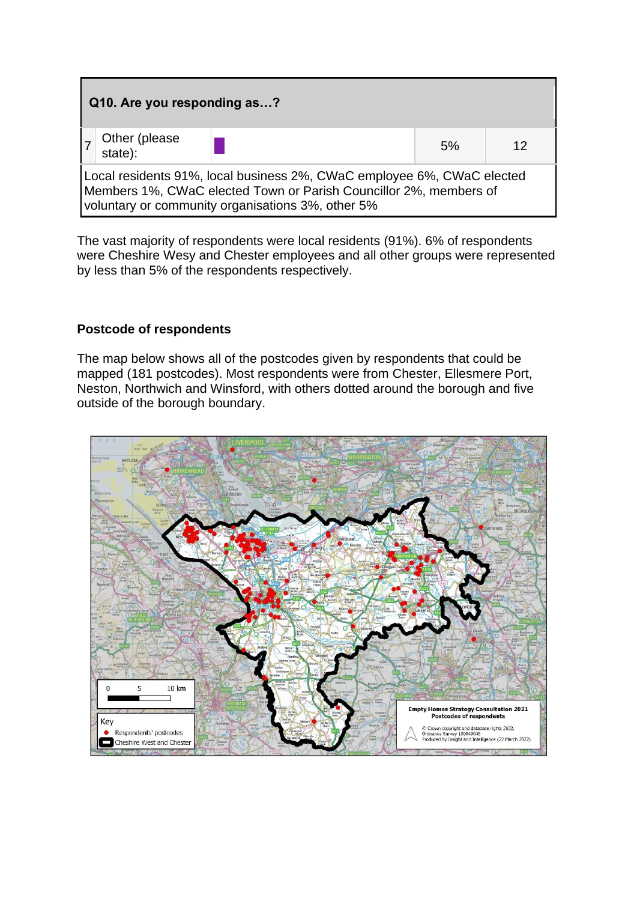| Q10. Are you responding as…? | | | | |
|---|---|---|---|---|
| 7 | Other (please state): | | 5% | 12 |
| Local residents 91%, local business 2%, CWaC employee 6%, CWaC elected Members 1%, CWaC elected Town or Parish Councillor 2%, members of voluntary or community organisations 3%, other 5% | | | | |

The vast majority of respondents were local residents (91%). 6% of respondents were Cheshire Wesy and Chester employees and all other groups were represented by less than 5% of the respondents respectively.

**Postcode of respondents**

The map below shows all of the postcodes given by respondents that could be mapped (181 postcodes). Most respondents were from Chester, Ellesmere Port, Neston, Northwich and Winsford, with others dotted around the borough and five outside of the borough boundary.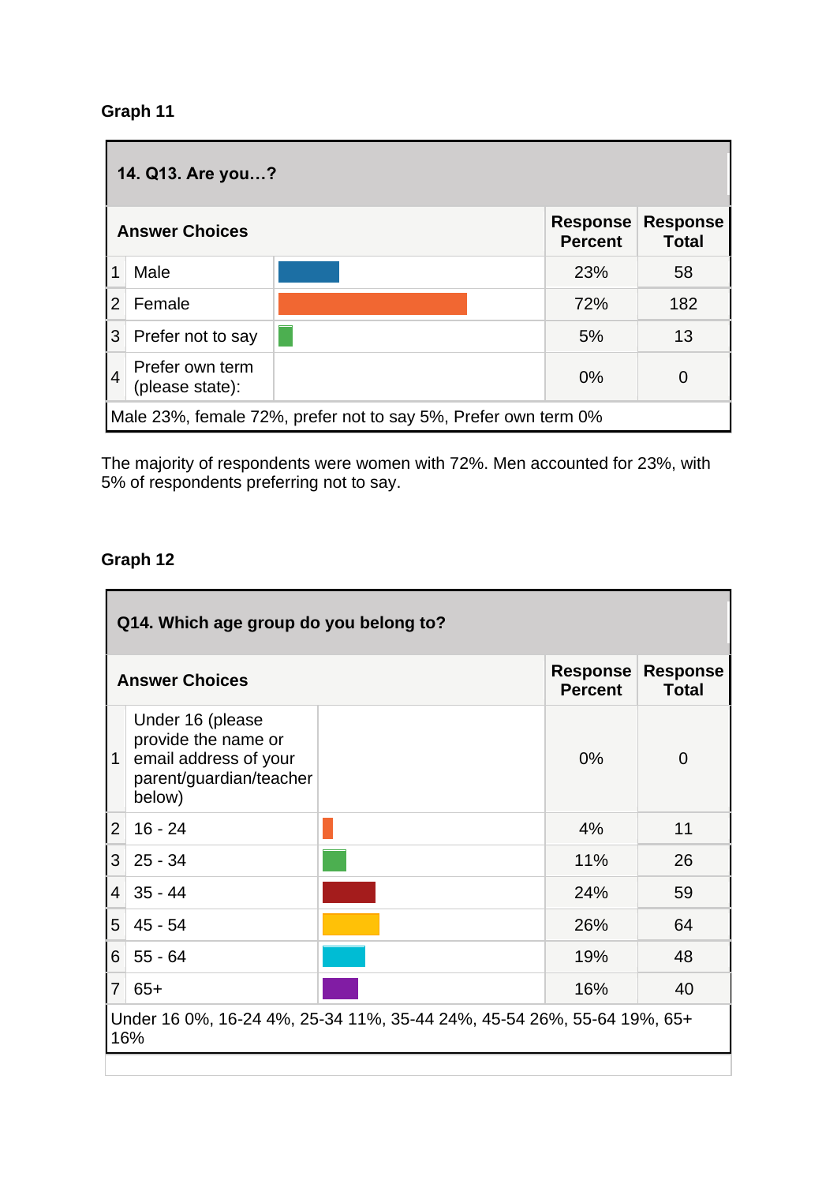**Graph 11**

| 14. Q13. Are you…? | | | |
|---|---|---|---|
| **Answer Choices** | | **Response Percent** | **Response Total** |
| 1 | Male | 23% | 58 |
| 2 | Female | 72% | 182 |
| 3 | Prefer not to say | 5% | 13 |
| 4 | Prefer own term (please state): | 0% | 0 |

Male 23%, female 72%, prefer not to say 5%, Prefer own term 0%

The majority of respondents were women with 72%. Men accounted for 23%, with 5% of respondents preferring not to say.

**Graph 12**

| Q14. Which age group do you belong to? | | | |
|---|---|---|---|
| **Answer Choices** | | **Response Percent** | **Response Total** |
| 1 | Under 16 (please provide the name or email address of your parent/guardian/teacher below) | 0% | 0 |
| 2 | 16 - 24 | 4% | 11 |
| 3 | 25 - 34 | 11% | 26 |
| 4 | 35 - 44 | 24% | 59 |
| 5 | 45 - 54 | 26% | 64 |
| 6 | 55 - 64 | 19% | 48 |
| 7 | 65+ | 16% | 40 |

Under 16 0%, 16-24 4%, 25-34 11%, 35-44 24%, 45-54 26%, 55-64 19%, 65+ 16%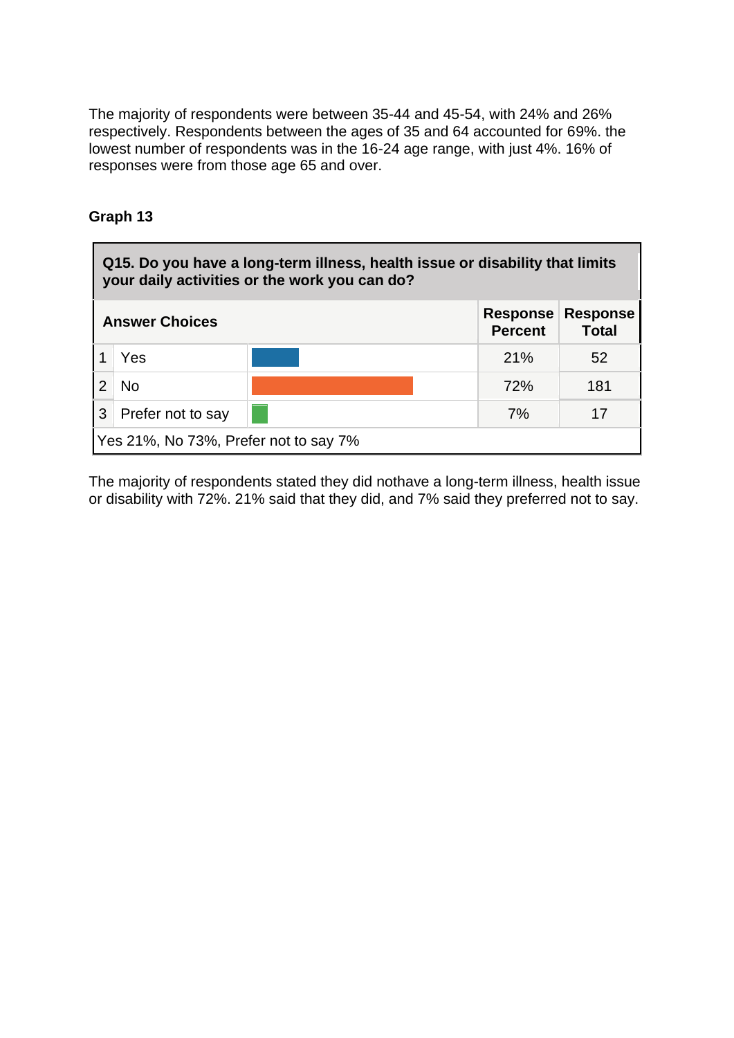The majority of respondents were between 35-44 and 45-54, with 24% and 26% respectively. Respondents between the ages of 35 and 64 accounted for 69%. the lowest number of respondents was in the 16-24 age range, with just 4%. 16% of responses were from those age 65 and over.

**Graph 13**

**Q15. Do you have a long-term illness, health issue or disability that limits your daily activities or the work you can do?**

| | Answer Choices | Response Percent | Response Total |
|---|---|---|---|
| 1 | Yes | 21% | 52 |
| 2 | No | 72% | 181 |
| 3 | Prefer not to say | 7% | 17 |

Yes 21%, No 73%, Prefer not to say 7%

The majority of respondents stated they did nothave a long-term illness, health issue or disability with 72%. 21% said that they did, and 7% said they preferred not to say.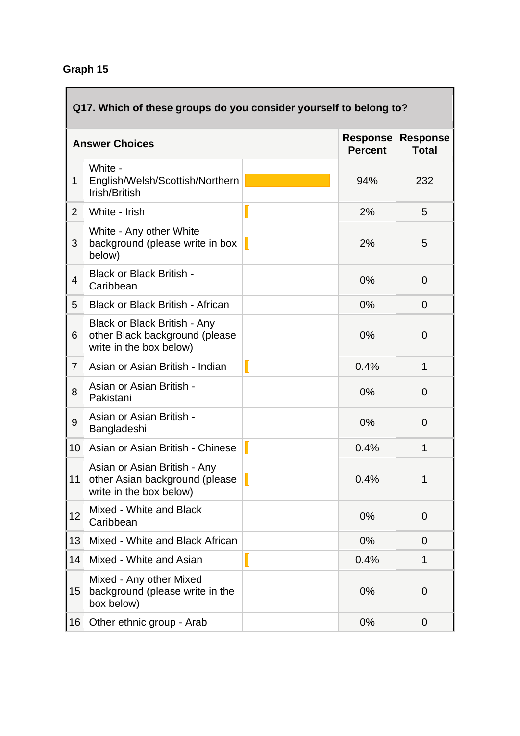**Graph 15**

| Q17. Which of these groups do you consider yourself to belong to? | | | | |
|---|---|---|---|---|
| **Answer Choices** | | | **Response Percent** | **Response Total** |
| 1 | White - English/Welsh/Scottish/Northern Irish/British | | 94% | 232 |
| 2 | White - Irish | | 2% | 5 |
| 3 | White - Any other White background (please write in box below) | | 2% | 5 |
| 4 | Black or Black British - Caribbean | | 0% | 0 |
| 5 | Black or Black British - African | | 0% | 0 |
| 6 | Black or Black British - Any other Black background (please write in the box below) | | 0% | 0 |
| 7 | Asian or Asian British - Indian | | 0.4% | 1 |
| 8 | Asian or Asian British - Pakistani | | 0% | 0 |
| 9 | Asian or Asian British - Bangladeshi | | 0% | 0 |
| 10 | Asian or Asian British - Chinese | | 0.4% | 1 |
| 11 | Asian or Asian British - Any other Asian background (please write in the box below) | | 0.4% | 1 |
| 12 | Mixed - White and Black Caribbean | | 0% | 0 |
| 13 | Mixed - White and Black African | | 0% | 0 |
| 14 | Mixed - White and Asian | | 0.4% | 1 |
| 15 | Mixed - Any other Mixed background (please write in the box below) | | 0% | 0 |
| 16 | Other ethnic group - Arab | | 0% | 0 |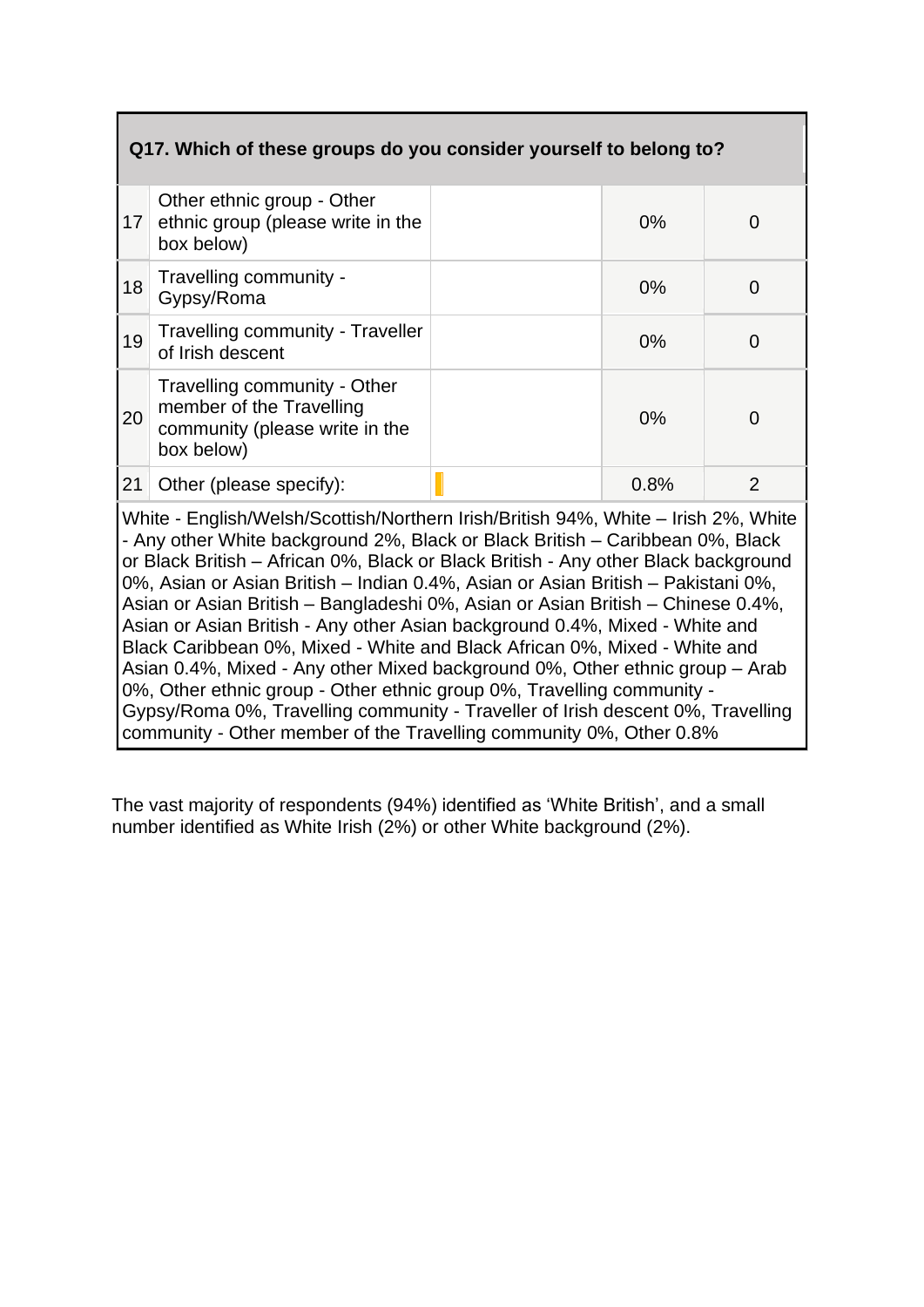| Q17. Which of these groups do you consider yourself to belong to? | | | | |
|---|---|---|---|---|
| 17 | Other ethnic group - Other ethnic group (please write in the box below) | | 0% | 0 |
| 18 | Travelling community - Gypsy/Roma | | 0% | 0 |
| 19 | Travelling community - Traveller of Irish descent | | 0% | 0 |
| 20 | Travelling community - Other member of the Travelling community (please write in the box below) | | 0% | 0 |
| 21 | Other (please specify): | | 0.8% | 2 |

White - English/Welsh/Scottish/Northern Irish/British 94%, White – Irish 2%, White - Any other White background 2%, Black or Black British – Caribbean 0%, Black or Black British – African 0%, Black or Black British - Any other Black background 0%, Asian or Asian British – Indian 0.4%, Asian or Asian British – Pakistani 0%, Asian or Asian British – Bangladeshi 0%, Asian or Asian British – Chinese 0.4%, Asian or Asian British - Any other Asian background 0.4%, Mixed - White and Black Caribbean 0%, Mixed - White and Black African 0%, Mixed - White and Asian 0.4%, Mixed - Any other Mixed background 0%, Other ethnic group – Arab 0%, Other ethnic group - Other ethnic group 0%, Travelling community - Gypsy/Roma 0%, Travelling community - Traveller of Irish descent 0%, Travelling community - Other member of the Travelling community 0%, Other 0.8%

The vast majority of respondents (94%) identified as 'White British', and a small number identified as White Irish (2%) or other White background (2%).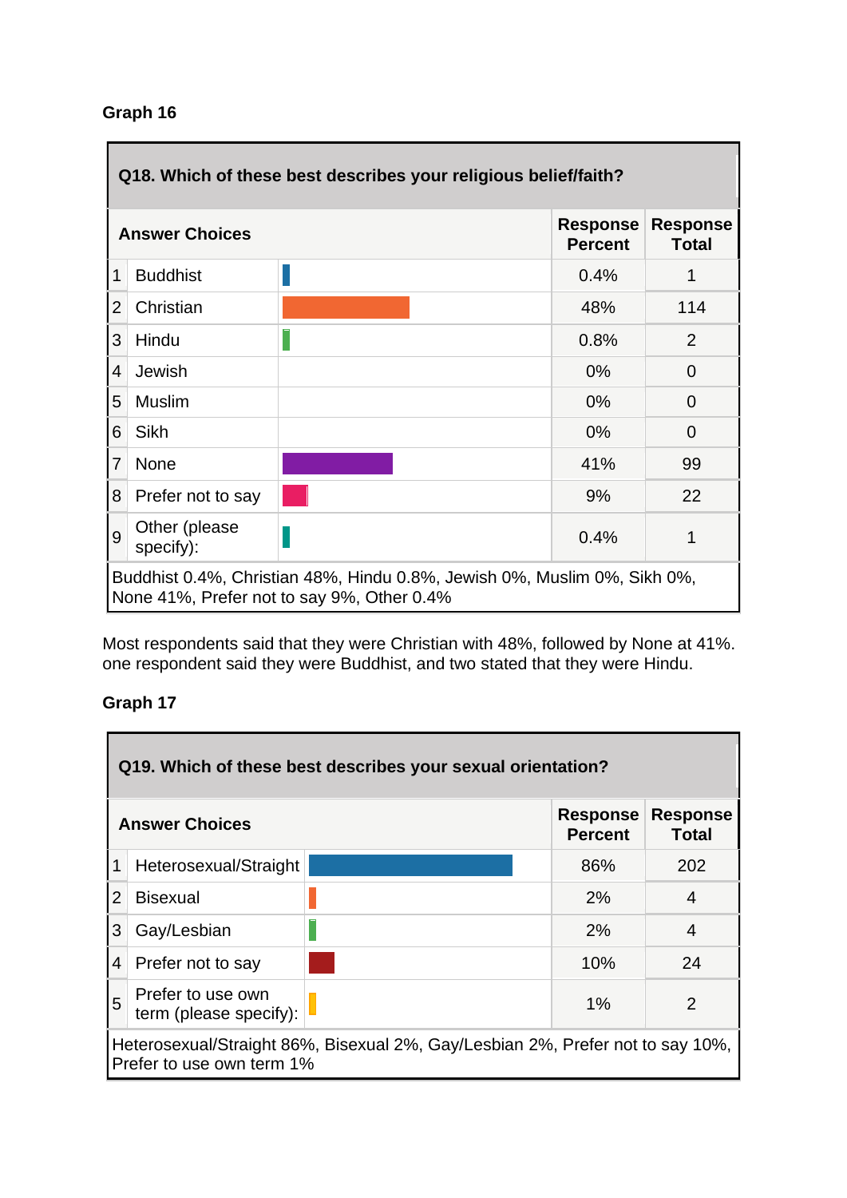**Graph 16**

| | **Q18. Which of these best describes your religious belief/faith?** | **Response Percent** | **Response Total** |
|---|---|---|---|
| 1 | Buddhist | 0.4% | 1 |
| 2 | Christian | 48% | 114 |
| 3 | Hindu | 0.8% | 2 |
| 4 | Jewish | 0% | 0 |
| 5 | Muslim | 0% | 0 |
| 6 | Sikh | 0% | 0 |
| 7 | None | 41% | 99 |
| 8 | Prefer not to say | 9% | 22 |
| 9 | Other (please specify): | 0.4% | 1 |

Buddhist 0.4%, Christian 48%, Hindu 0.8%, Jewish 0%, Muslim 0%, Sikh 0%, None 41%, Prefer not to say 9%, Other 0.4%

Most respondents said that they were Christian with 48%, followed by None at 41%. one respondent said they were Buddhist, and two stated that they were Hindu.

**Graph 17**

| | **Q19. Which of these best describes your sexual orientation?** | **Response Percent** | **Response Total** |
|---|---|---|---|
| 1 | Heterosexual/Straight | 86% | 202 |
| 2 | Bisexual | 2% | 4 |
| 3 | Gay/Lesbian | 2% | 4 |
| 4 | Prefer not to say | 10% | 24 |
| 5 | Prefer to use own term (please specify): | 1% | 2 |

Heterosexual/Straight 86%, Bisexual 2%, Gay/Lesbian 2%, Prefer not to say 10%, Prefer to use own term 1%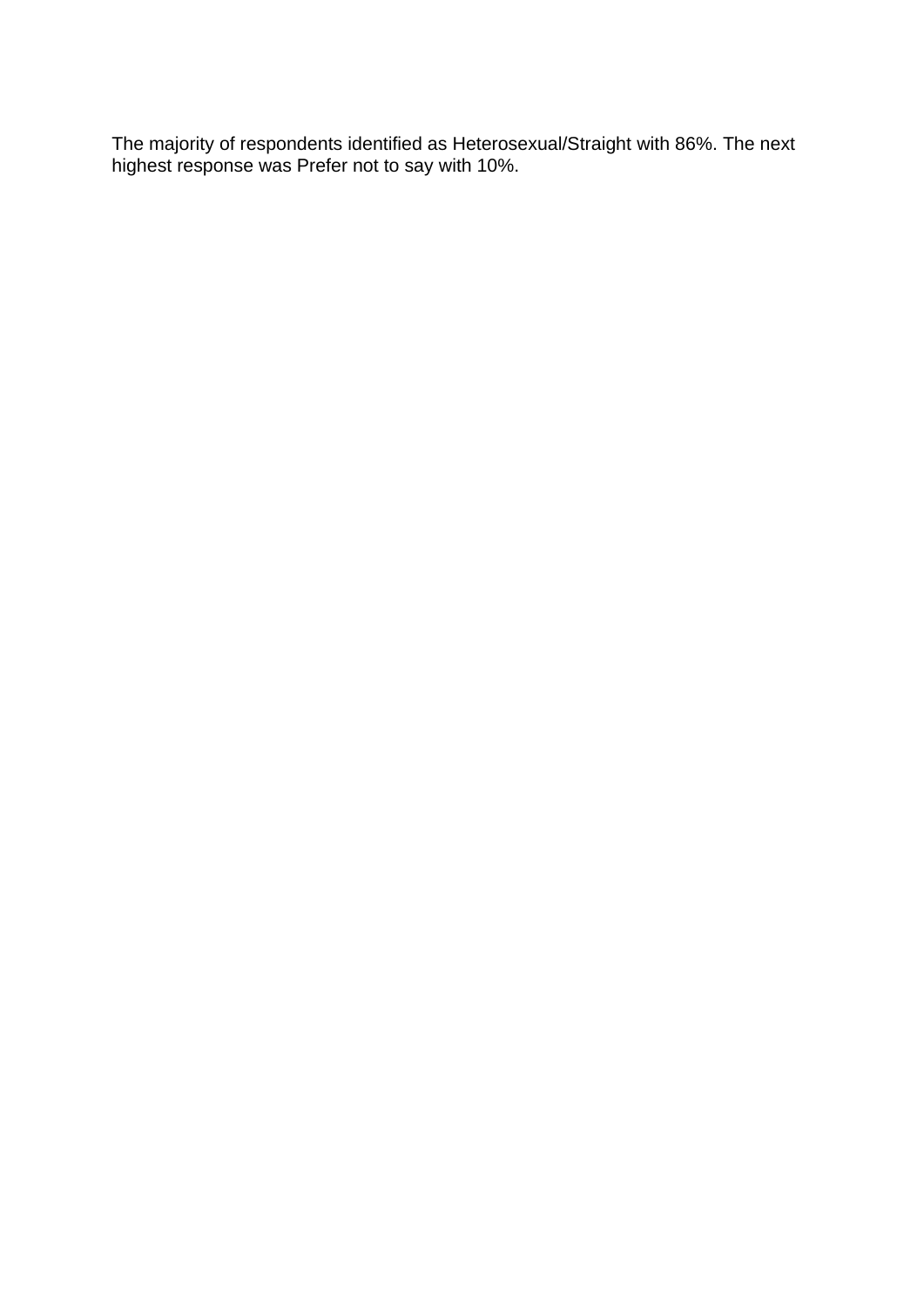The majority of respondents identified as Heterosexual/Straight with 86%. The next highest response was Prefer not to say with 10%.